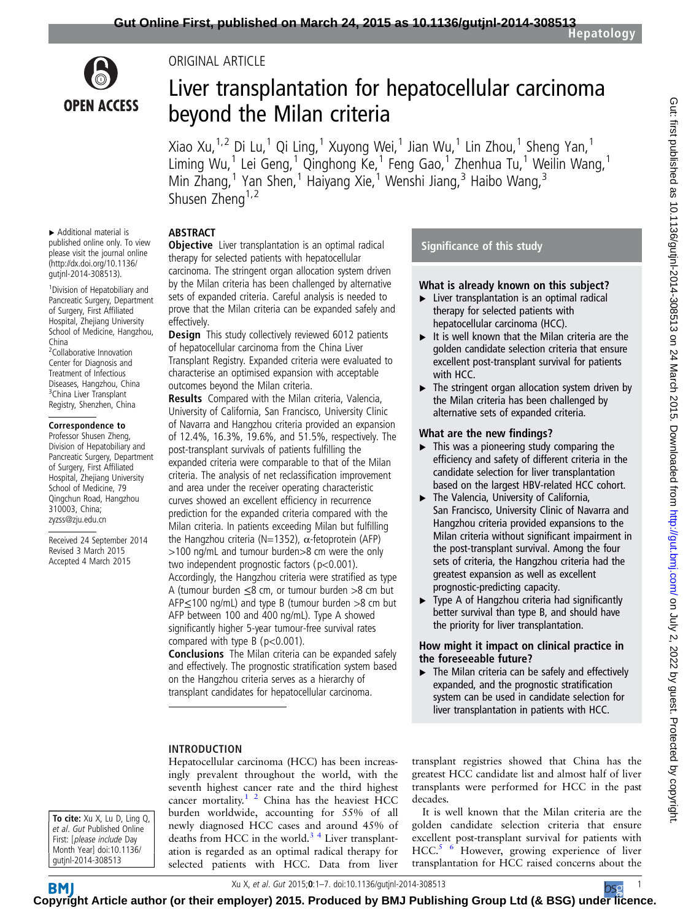ORIGINAL ARTICLE

# Liver transplantation for hepatocellular carcinoma beyond the Milan criteria

Xiao Xu,[1,2] Di Lu,[1] Qi Ling,[1] Xuyong Wei,[1] Jian Wu,[1] Lin Zhou,[1] Sheng Yan,[1] Liming Wu,[1] Lei Geng,[1] Qinghong Ke,[1] Feng Gao,[1] Zhenhua Tu,[1] Weilin Wang,[1] Min Zhang,[1] Yan Shen,[1] Haiyang Xie,[1] Wenshi Jiang,[3] Haibo Wang,[3] Shusen Zheng[1,2]

▸ Additional material is published online only. To view please visit the journal online (http://dx.doi.org/10.1136/gutjnl-2014-308513).

[1]Division of Hepatobiliary and Pancreatic Surgery, Department of Surgery, First Affiliated Hospital, Zhejiang University School of Medicine, Hangzhou, China
[2]Collaborative Innovation Center for Diagnosis and Treatment of Infectious Diseases, Hangzhou, China
[3]China Liver Transplant Registry, Shenzhen, China

**Correspondence to**
Professor Shusen Zheng, Division of Hepatobiliary and Pancreatic Surgery, Department of Surgery, First Affiliated Hospital, Zhejiang University School of Medicine, 79 Qingchun Road, Hangzhou 310003, China; zyzss@zju.edu.cn

Received 24 September 2014
Revised 3 March 2015
Accepted 4 March 2015

To cite: Xu X, Lu D, Ling Q, *et al*. *Gut* Published Online First: [*please include* Day Month Year] doi:10.1136/gutjnl-2014-308513

## ABSTRACT

**Objective** Liver transplantation is an optimal radical therapy for selected patients with hepatocellular carcinoma. The stringent organ allocation system driven by the Milan criteria has been challenged by alternative sets of expanded criteria. Careful analysis is needed to prove that the Milan criteria can be expanded safely and effectively.

**Design** This study collectively reviewed 6012 patients of hepatocellular carcinoma from the China Liver Transplant Registry. Expanded criteria were evaluated to characterise an optimised expansion with acceptable outcomes beyond the Milan criteria.

**Results** Compared with the Milan criteria, Valencia, University of California, San Francisco, University Clinic of Navarra and Hangzhou criteria provided an expansion of 12.4%, 16.3%, 19.6%, and 51.5%, respectively. The post-transplant survivals of patients fulfilling the expanded criteria were comparable to that of the Milan criteria. The analysis of net reclassification improvement and area under the receiver operating characteristic curves showed an excellent efficiency in recurrence prediction for the expanded criteria compared with the Milan criteria. In patients exceeding Milan but fulfilling the Hangzhou criteria (N=1352), α-fetoprotein (AFP) >100 ng/mL and tumour burden>8 cm were the only two independent prognostic factors ($p<0.001$). Accordingly, the Hangzhou criteria were stratified as type A (tumour burden ≤8 cm, or tumour burden >8 cm but AFP≤100 ng/mL) and type B (tumour burden >8 cm but AFP between 100 and 400 ng/mL). Type A showed significantly higher 5-year tumour-free survival rates compared with type B ($p<0.001$).

**Conclusions** The Milan criteria can be expanded safely and effectively. The prognostic stratification system based on the Hangzhou criteria serves as a hierarchy of transplant candidates for hepatocellular carcinoma.

## Significance of this study

### What is already known on this subject?

- Liver transplantation is an optimal radical therapy for selected patients with hepatocellular carcinoma (HCC).
- It is well known that the Milan criteria are the golden candidate selection criteria that ensure excellent post-transplant survival for patients with HCC.
- The stringent organ allocation system driven by the Milan criteria has been challenged by alternative sets of expanded criteria.

### What are the new findings?

- This was a pioneering study comparing the efficiency and safety of different criteria in the candidate selection for liver transplantation based on the largest HBV-related HCC cohort.
- The Valencia, University of California, San Francisco, University Clinic of Navarra and Hangzhou criteria provided expansions to the Milan criteria without significant impairment in the post-transplant survival. Among the four sets of criteria, the Hangzhou criteria had the greatest expansion as well as excellent prognostic-predicting capacity.
- Type A of Hangzhou criteria had significantly better survival than type B, and should have the priority for liver transplantation.

### How might it impact on clinical practice in the foreseeable future?

- The Milan criteria can be safely and effectively expanded, and the prognostic stratification system can be used in candidate selection for liver transplantation in patients with HCC.

## INTRODUCTION

Hepatocellular carcinoma (HCC) has been increasingly prevalent throughout the world, with the seventh highest cancer rate and the third highest cancer mortality.[1,2] China has the heaviest HCC burden worldwide, accounting for 55% of all newly diagnosed HCC cases and around 45% of deaths from HCC in the world.[3,4] Liver transplantation is regarded as an optimal radical therapy for selected patients with HCC. Data from liver transplant registries showed that China has the greatest HCC candidate list and almost half of liver transplants were performed for HCC in the past decades.

It is well known that the Milan criteria are the golden candidate selection criteria that ensure excellent post-transplant survival for patients with HCC.[5,6] However, growing experience of liver transplantation for HCC raised concerns about the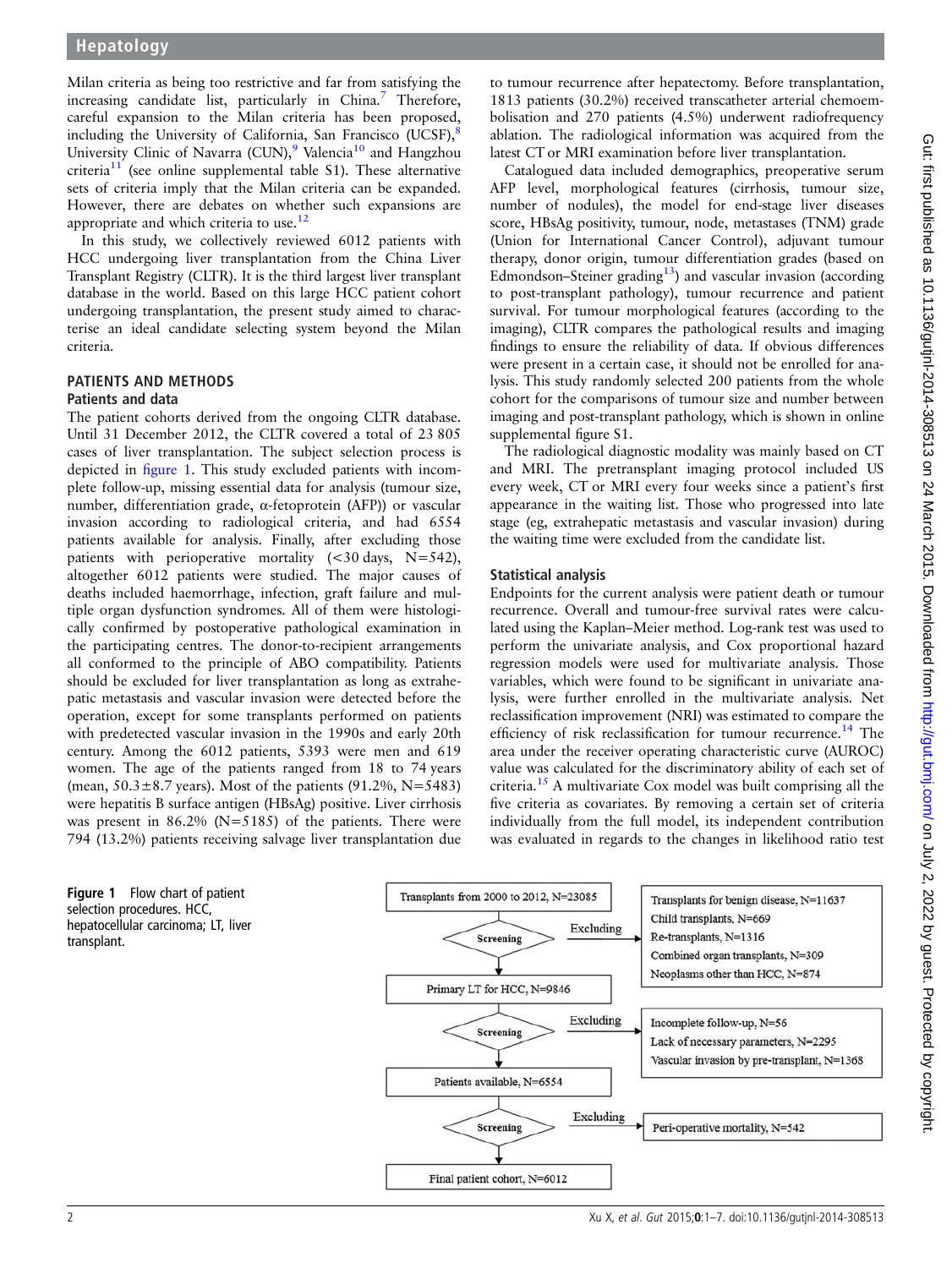Milan criteria as being too restrictive and far from satisfying the increasing candidate list, particularly in China.[7] Therefore, careful expansion to the Milan criteria has been proposed, including the University of California, San Francisco (UCSF),[8] University Clinic of Navarra (CUN),[9] Valencia[10] and Hangzhou criteria[11] (see online supplemental table S1). These alternative sets of criteria imply that the Milan criteria can be expanded. However, there are debates on whether such expansions are appropriate and which criteria to use.[12]

In this study, we collectively reviewed 6012 patients with HCC undergoing liver transplantation from the China Liver Transplant Registry (CLTR). It is the third largest liver transplant database in the world. Based on this large HCC patient cohort undergoing transplantation, the present study aimed to characterise an ideal candidate selecting system beyond the Milan criteria.

## PATIENTS AND METHODS

### Patients and data

The patient cohorts derived from the ongoing CLTR database. Until 31 December 2012, the CLTR covered a total of 23 805 cases of liver transplantation. The subject selection process is depicted in figure 1. This study excluded patients with incomplete follow-up, missing essential data for analysis (tumour size, number, differentiation grade, α-fetoprotein (AFP)) or vascular invasion according to radiological criteria, and had 6554 patients available for analysis. Finally, after excluding those patients with perioperative mortality (<30 days, N=542), altogether 6012 patients were studied. The major causes of deaths included haemorrhage, infection, graft failure and multiple organ dysfunction syndromes. All of them were histologically confirmed by postoperative pathological examination in the participating centres. The donor-to-recipient arrangements all conformed to the principle of ABO compatibility. Patients should be excluded for liver transplantation as long as extrahepatic metastasis and vascular invasion were detected before the operation, except for some transplants performed on patients with predetected vascular invasion in the 1990s and early 20th century. Among the 6012 patients, 5393 were men and 619 women. The age of the patients ranged from 18 to 74 years (mean, 50.3±8.7 years). Most of the patients (91.2%, N=5483) were hepatitis B surface antigen (HBsAg) positive. Liver cirrhosis was present in 86.2% (N=5185) of the patients. There were 794 (13.2%) patients receiving salvage liver transplantation due to tumour recurrence after hepatectomy. Before transplantation, 1813 patients (30.2%) received transcatheter arterial chemoembolisation and 270 patients (4.5%) underwent radiofrequency ablation. The radiological information was acquired from the latest CT or MRI examination before liver transplantation.

Catalogued data included demographics, preoperative serum AFP level, morphological features (cirrhosis, tumour size, number of nodules), the model for end-stage liver diseases score, HBsAg positivity, tumour, node, metastases (TNM) grade (Union for International Cancer Control), adjuvant tumour therapy, donor origin, tumour differentiation grades (based on Edmondson–Steiner grading[13]) and vascular invasion (according to post-transplant pathology), tumour recurrence and patient survival. For tumour morphological features (according to the imaging), CLTR compares the pathological results and imaging findings to ensure the reliability of data. If obvious differences were present in a certain case, it should not be enrolled for analysis. This study randomly selected 200 patients from the whole cohort for the comparisons of tumour size and number between imaging and post-transplant pathology, which is shown in online supplemental figure S1.

The radiological diagnostic modality was mainly based on CT and MRI. The pretransplant imaging protocol included US every week, CT or MRI every four weeks since a patient's first appearance in the waiting list. Those who progressed into late stage (eg, extrahepatic metastasis and vascular invasion) during the waiting time were excluded from the candidate list.

### Statistical analysis

Endpoints for the current analysis were patient death or tumour recurrence. Overall and tumour-free survival rates were calculated using the Kaplan–Meier method. Log-rank test was used to perform the univariate analysis, and Cox proportional hazard regression models were used for multivariate analysis. Those variables, which were found to be significant in univariate analysis, were further enrolled in the multivariate analysis. Net reclassification improvement (NRI) was estimated to compare the efficiency of risk reclassification for tumour recurrence.[14] The area under the receiver operating characteristic curve (AUROC) value was calculated for the discriminatory ability of each set of criteria.[15] A multivariate Cox model was built comprising all the five criteria as covariates. By removing a certain set of criteria individually from the full model, its independent contribution was evaluated in regards to the changes in likelihood ratio test

Transplants from 2000 to 2012, N=23085
→ Screening → Excluding: Transplants for benign disease, N=11637; Child transplants, N=669; Re-transplants, N=1316; Combined organ transplants, N=309; Neoplasms other than HCC, N=874

Primary LT for HCC, N=9846
→ Screening → Excluding: Incomplete follow-up, N=56; Lack of necessary parameters, N=2295; Vascular invasion by pre-transplant, N=1368

Patients available, N=6554
→ Screening → Excluding: Peri-operative mortality, N=542

Final patient cohort, N=6012

**Figure 1** Flow chart of patient selection procedures. HCC, hepatocellular carcinoma; LT, liver transplant.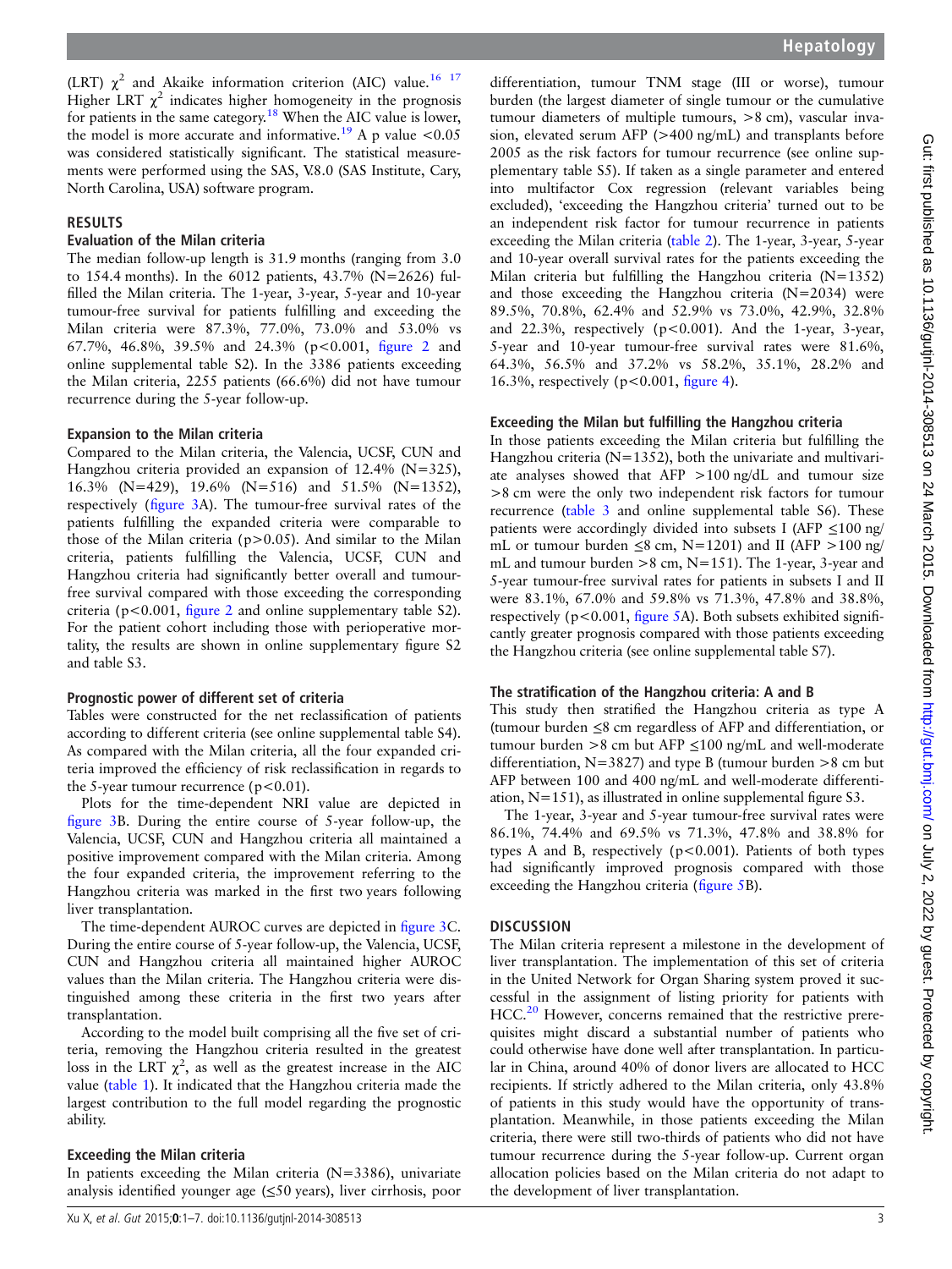(LRT) $\chi^2$ and Akaike information criterion (AIC) value.[16 17] Higher LRT $\chi^2$ indicates higher homogeneity in the prognosis for patients in the same category.[18] When the AIC value is lower, the model is more accurate and informative.[19] A p value $<0.05$ was considered statistically significant. The statistical measurements were performed using the SAS, V.8.0 (SAS Institute, Cary, North Carolina, USA) software program.

## RESULTS

### Evaluation of the Milan criteria

The median follow-up length is 31.9 months (ranging from 3.0 to 154.4 months). In the 6012 patients, 43.7% (N=2626) fulfilled the Milan criteria. The 1-year, 3-year, 5-year and 10-year tumour-free survival for patients fulfilling and exceeding the Milan criteria were 87.3%, 77.0%, 73.0% and 53.0% vs 67.7%, 46.8%, 39.5% and 24.3% ($p<0.001$, figure 2 and online supplemental table S2). In the 3386 patients exceeding the Milan criteria, 2255 patients (66.6%) did not have tumour recurrence during the 5-year follow-up.

### Expansion to the Milan criteria

Compared to the Milan criteria, the Valencia, UCSF, CUN and Hangzhou criteria provided an expansion of 12.4% (N=325), 16.3% (N=429), 19.6% (N=516) and 51.5% (N=1352), respectively (figure 3A). The tumour-free survival rates of the patients fulfilling the expanded criteria were comparable to those of the Milan criteria ($p>0.05$). And similar to the Milan criteria, patients fulfilling the Valencia, UCSF, CUN and Hangzhou criteria had significantly better overall and tumour-free survival compared with those exceeding the corresponding criteria ($p<0.001$, figure 2 and online supplementary table S2). For the patient cohort including those with perioperative mortality, the results are shown in online supplementary figure S2 and table S3.

### Prognostic power of different set of criteria

Tables were constructed for the net reclassification of patients according to different criteria (see online supplemental table S4). As compared with the Milan criteria, all the four expanded criteria improved the efficiency of risk reclassification in regards to the 5-year tumour recurrence ($p<0.01$).

Plots for the time-dependent NRI value are depicted in figure 3B. During the entire course of 5-year follow-up, the Valencia, UCSF, CUN and Hangzhou criteria all maintained a positive improvement compared with the Milan criteria. Among the four expanded criteria, the improvement referring to the Hangzhou criteria was marked in the first two years following liver transplantation.

The time-dependent AUROC curves are depicted in figure 3C. During the entire course of 5-year follow-up, the Valencia, UCSF, CUN and Hangzhou criteria all maintained higher AUROC values than the Milan criteria. The Hangzhou criteria were distinguished among these criteria in the first two years after transplantation.

According to the model built comprising all the five set of criteria, removing the Hangzhou criteria resulted in the greatest loss in the LRT $\chi^2$, as well as the greatest increase in the AIC value (table 1). It indicated that the Hangzhou criteria made the largest contribution to the full model regarding the prognostic ability.

### Exceeding the Milan criteria

In patients exceeding the Milan criteria (N=3386), univariate analysis identified younger age (≤50 years), liver cirrhosis, poor differentiation, tumour TNM stage (III or worse), tumour burden (the largest diameter of single tumour or the cumulative tumour diameters of multiple tumours, >8 cm), vascular invasion, elevated serum AFP (>400 ng/mL) and transplants before 2005 as the risk factors for tumour recurrence (see online supplementary table S5). If taken as a single parameter and entered into multifactor Cox regression (relevant variables being excluded), 'exceeding the Hangzhou criteria' turned out to be an independent risk factor for tumour recurrence in patients exceeding the Milan criteria (table 2). The 1-year, 3-year, 5-year and 10-year overall survival rates for the patients exceeding the Milan criteria but fulfilling the Hangzhou criteria (N=1352) and those exceeding the Hangzhou criteria (N=2034) were 89.5%, 70.8%, 62.4% and 52.9% vs 73.0%, 42.9%, 32.8% and 22.3%, respectively ($p<0.001$). And the 1-year, 3-year, 5-year and 10-year tumour-free survival rates were 81.6%, 64.3%, 56.5% and 37.2% vs 58.2%, 35.1%, 28.2% and 16.3%, respectively ($p<0.001$, figure 4).

### Exceeding the Milan but fulfilling the Hangzhou criteria

In those patients exceeding the Milan criteria but fulfilling the Hangzhou criteria (N=1352), both the univariate and multivariate analyses showed that AFP >100 ng/dL and tumour size >8 cm were the only two independent risk factors for tumour recurrence (table 3 and online supplemental table S6). These patients were accordingly divided into subsets I (AFP ≤100 ng/mL or tumour burden ≤8 cm, N=1201) and II (AFP >100 ng/mL and tumour burden >8 cm, N=151). The 1-year, 3-year and 5-year tumour-free survival rates for patients in subsets I and II were 83.1%, 67.0% and 59.8% vs 71.3%, 47.8% and 38.8%, respectively ($p<0.001$, figure 5A). Both subsets exhibited significantly greater prognosis compared with those patients exceeding the Hangzhou criteria (see online supplemental table S7).

### The stratification of the Hangzhou criteria: A and B

This study then stratified the Hangzhou criteria as type A (tumour burden ≤8 cm regardless of AFP and differentiation, or tumour burden >8 cm but AFP ≤100 ng/mL and well-moderate differentiation, N=3827) and type B (tumour burden >8 cm but AFP between 100 and 400 ng/mL and well-moderate differentiation, N=151), as illustrated in online supplemental figure S3.

The 1-year, 3-year and 5-year tumour-free survival rates were 86.1%, 74.4% and 69.5% vs 71.3%, 47.8% and 38.8% for types A and B, respectively ($p<0.001$). Patients of both types had significantly improved prognosis compared with those exceeding the Hangzhou criteria (figure 5B).

## DISCUSSION

The Milan criteria represent a milestone in the development of liver transplantation. The implementation of this set of criteria in the United Network for Organ Sharing system proved it successful in the assignment of listing priority for patients with HCC.[20] However, concerns remained that the restrictive prerequisites might discard a substantial number of patients who could otherwise have done well after transplantation. In particular in China, around 40% of donor livers are allocated to HCC recipients. If strictly adhered to the Milan criteria, only 43.8% of patients in this study would have the opportunity of transplantation. Meanwhile, in those patients exceeding the Milan criteria, there were still two-thirds of patients who did not have tumour recurrence during the 5-year follow-up. Current organ allocation policies based on the Milan criteria do not adapt to the development of liver transplantation.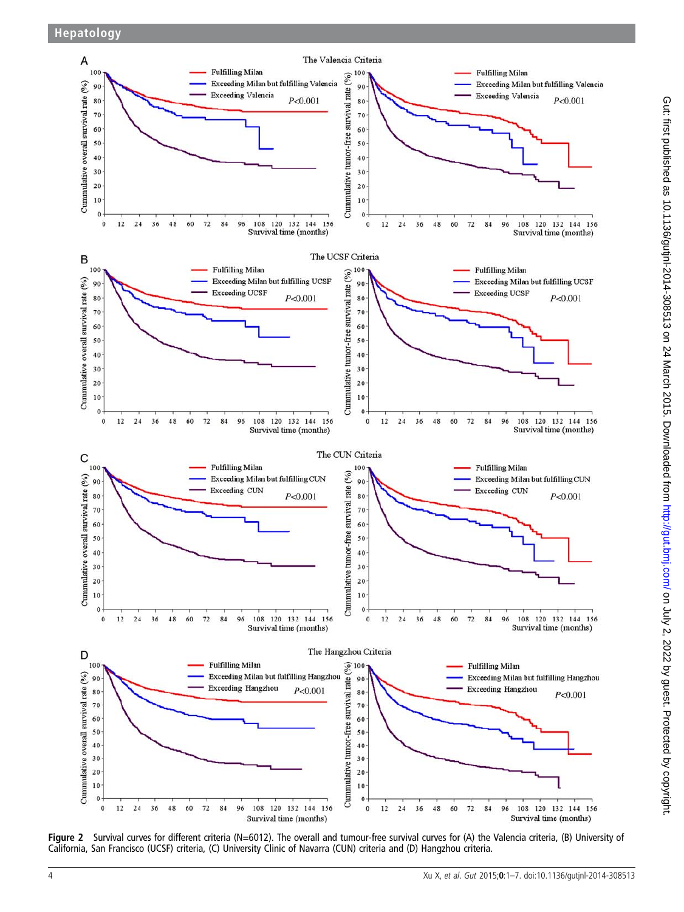**Figure 2** Survival curves for different criteria (N=6012). The overall and tumour-free survival curves for (A) the Valencia criteria, (B) University of California, San Francisco (UCSF) criteria, (C) University Clinic of Navarra (CUN) criteria and (D) Hangzhou criteria.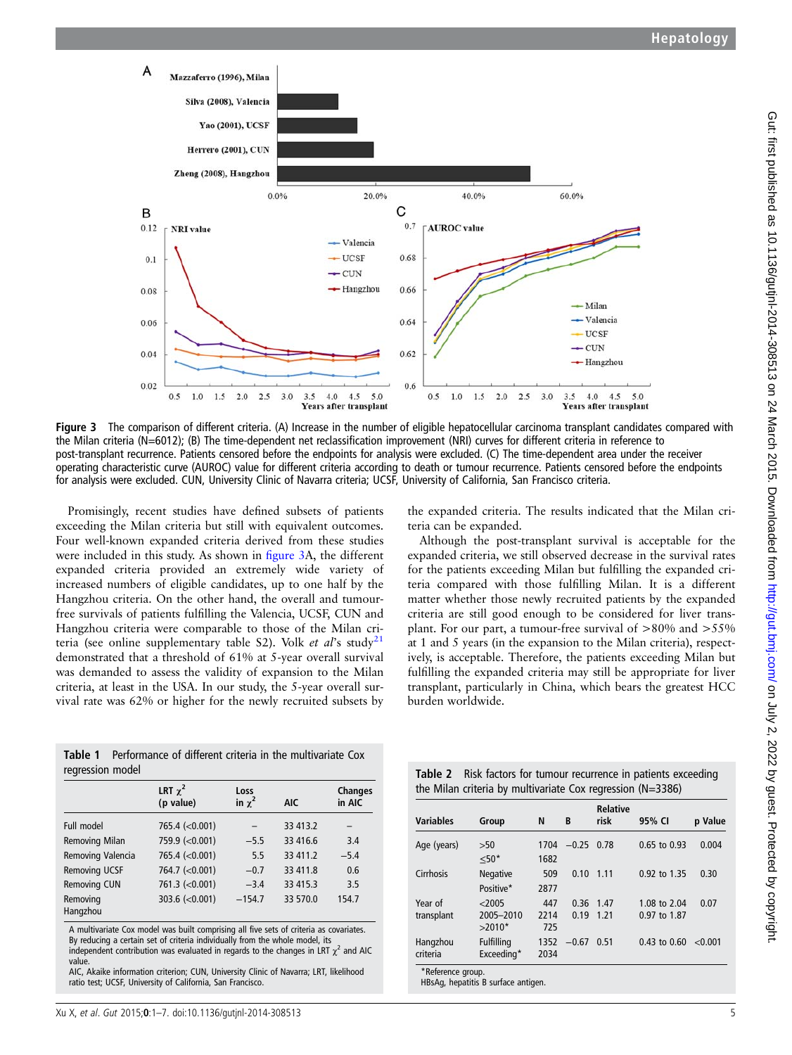Figure 3 The comparison of different criteria. (A) Increase in the number of eligible hepatocellular carcinoma transplant candidates compared with the Milan criteria (N=6012); (B) The time-dependent net reclassification improvement (NRI) curves for different criteria in reference to post-transplant recurrence. Patients censored before the endpoints for analysis were excluded. (C) The time-dependent area under the receiver operating characteristic curve (AUROC) value for different criteria according to death or tumour recurrence. Patients censored before the endpoints for analysis were excluded. CUN, University Clinic of Navarra criteria; UCSF, University of California, San Francisco criteria.

Promisingly, recent studies have defined subsets of patients exceeding the Milan criteria but still with equivalent outcomes. Four well-known expanded criteria derived from these studies were included in this study. As shown in figure 3A, the different expanded criteria provided an extremely wide variety of increased numbers of eligible candidates, up to one half by the Hangzhou criteria. On the other hand, the overall and tumour-free survivals of patients fulfilling the Valencia, UCSF, CUN and Hangzhou criteria were comparable to those of the Milan criteria (see online supplementary table S2). Volk *et al*'s study[21] demonstrated that a threshold of 61% at 5-year overall survival was demanded to assess the validity of expansion to the Milan criteria, at least in the USA. In our study, the 5-year overall survival rate was 62% or higher for the newly recruited subsets by the expanded criteria. The results indicated that the Milan criteria can be expanded.

Although the post-transplant survival is acceptable for the expanded criteria, we still observed decrease in the survival rates for the patients exceeding Milan but fulfilling the expanded criteria compared with those fulfilling Milan. It is a different matter whether those newly recruited patients by the expanded criteria are still good enough to be considered for liver transplant. For our part, a tumour-free survival of >80% and >55% at 1 and 5 years (in the expansion to the Milan criteria), respectively, is acceptable. Therefore, the patients exceeding Milan but fulfilling the expanded criteria may still be appropriate for liver transplant, particularly in China, which bears the greatest HCC burden worldwide.

**Table 1** Performance of different criteria in the multivariate Cox regression model

| | LRT $\chi^2$ (p value) | Loss in $\chi^2$ | AIC | Changes in AIC |
|---|---|---|---|---|
| Full model | 765.4 (<0.001) | – | 33 413.2 | – |
| Removing Milan | 759.9 (<0.001) | −5.5 | 33 416.6 | 3.4 |
| Removing Valencia | 765.4 (<0.001) | 5.5 | 33 411.2 | −5.4 |
| Removing UCSF | 764.7 (<0.001) | −0.7 | 33 411.8 | 0.6 |
| Removing CUN | 761.3 (<0.001) | −3.4 | 33 415.3 | 3.5 |
| Removing Hangzhou | 303.6 (<0.001) | −154.7 | 33 570.0 | 154.7 |

A multivariate Cox model was built comprising all five sets of criteria as covariates. By reducing a certain set of criteria individually from the whole model, its independent contribution was evaluated in regards to the changes in LRT $\chi^2$ and AIC value.
AIC, Akaike information criterion; CUN, University Clinic of Navarra; LRT, likelihood ratio test; UCSF, University of California, San Francisco.

**Table 2** Risk factors for tumour recurrence in patients exceeding the Milan criteria by multivariate Cox regression (N=3386)

| Variables | Group | N | B | Relative risk | 95% CI | p Value |
|---|---|---|---|---|---|---|
| Age (years) | >50 | 1704 | −0.25 | 0.78 | 0.65 to 0.93 | 0.004 |
| | ≤50* | 1682 | | | | |
| Cirrhosis | Negative | 509 | 0.10 | 1.11 | 0.92 to 1.35 | 0.30 |
| | Positive* | 2877 | | | | |
| Year of transplant | <2005 | 447 | 0.36 | 1.47 | 1.08 to 2.04 | 0.07 |
| | 2005–2010 | 2214 | 0.19 | 1.21 | 0.97 to 1.87 | |
| | >2010* | 725 | | | | |
| Hangzhou criteria | Fulfilling | 1352 | −0.67 | 0.51 | 0.43 to 0.60 | <0.001 |
| | Exceeding* | 2034 | | | | |

*Reference group.
HBsAg, hepatitis B surface antigen.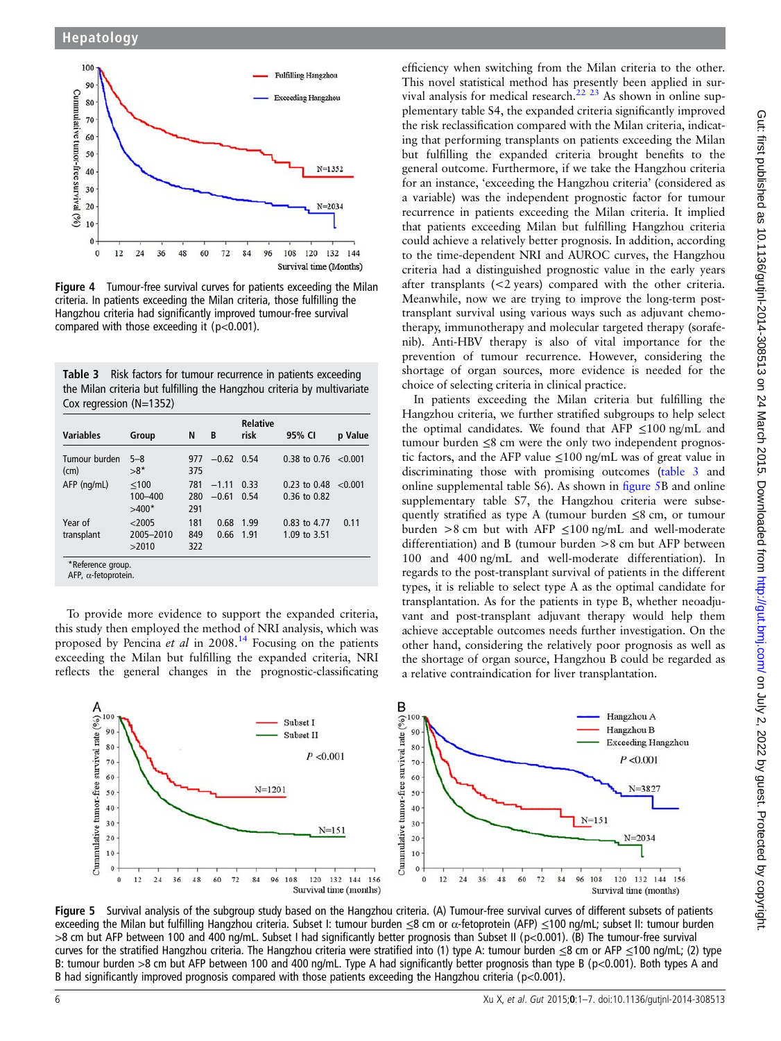Figure 4 Tumour-free survival curves for patients exceeding the Milan criteria. In patients exceeding the Milan criteria, those fulfilling the Hangzhou criteria had significantly improved tumour-free survival compared with those exceeding it (p<0.001).

Table 3 Risk factors for tumour recurrence in patients exceeding the Milan criteria but fulfilling the Hangzhou criteria by multivariate Cox regression (N=1352)

| Variables | Group | N | B | Relative risk | 95% CI | p Value |
|---|---|---|---|---|---|---|
| Tumour burden (cm) | 5–8 | 977 | −0.62 | 0.54 | 0.38 to 0.76 | <0.001 |
| | >8* | 375 | | | | |
| AFP (ng/mL) | ≤100 | 781 | −1.11 | 0.33 | 0.23 to 0.48 | <0.001 |
| | 100–400 | 280 | −0.61 | 0.54 | 0.36 to 0.82 | |
| | >400* | 291 | | | | |
| Year of transplant | <2005 | 181 | 0.68 | 1.99 | 0.83 to 4.77 | 0.11 |
| | 2005–2010 | 849 | 0.66 | 1.91 | 1.09 to 3.51 | |
| | >2010 | 322 | | | | |

*Reference group.
AFP, α-fetoprotein.

To provide more evidence to support the expanded criteria, this study then employed the method of NRI analysis, which was proposed by Pencina *et al* in 2008.[14] Focusing on the patients exceeding the Milan but fulfilling the expanded criteria, NRI reflects the general changes in the prognostic-classificating efficiency when switching from the Milan criteria to the other. This novel statistical method has presently been applied in survival analysis for medical research.[22 23] As shown in online supplementary table S4, the expanded criteria significantly improved the risk reclassification compared with the Milan criteria, indicating that performing transplants on patients exceeding the Milan but fulfilling the expanded criteria brought benefits to the general outcome. Furthermore, if we take the Hangzhou criteria for an instance, 'exceeding the Hangzhou criteria' (considered as a variable) was the independent prognostic factor for tumour recurrence in patients exceeding the Milan criteria. It implied that patients exceeding Milan but fulfilling Hangzhou criteria could achieve a relatively better prognosis. In addition, according to the time-dependent NRI and AUROC curves, the Hangzhou criteria had a distinguished prognostic value in the early years after transplants (<2 years) compared with the other criteria. Meanwhile, now we are trying to improve the long-term post-transplant survival using various ways such as adjuvant chemotherapy, immunotherapy and molecular targeted therapy (sorafenib). Anti-HBV therapy is also of vital importance for the prevention of tumour recurrence. However, considering the shortage of organ sources, more evidence is needed for the choice of selecting criteria in clinical practice.

In patients exceeding the Milan criteria but fulfilling the Hangzhou criteria, we further stratified subgroups to help select the optimal candidates. We found that AFP ≤100 ng/mL and tumour burden ≤8 cm were the only two independent prognostic factors, and the AFP value ≤100 ng/mL was of great value in discriminating those with promising outcomes (table 3 and online supplemental table S6). As shown in figure 5B and online supplementary table S7, the Hangzhou criteria were subsequently stratified as type A (tumour burden ≤8 cm, or tumour burden >8 cm but with AFP ≤100 ng/mL and well-moderate differentiation) and B (tumour burden >8 cm but AFP between 100 and 400 ng/mL and well-moderate differentiation). In regards to the post-transplant survival of patients in the different types, it is reliable to select type A as the optimal candidate for transplantation. As for the patients in type B, whether neoadjuvant and post-transplant adjuvant therapy would help them achieve acceptable outcomes needs further investigation. On the other hand, considering the relatively poor prognosis as well as the shortage of organ source, Hangzhou B could be regarded as a relative contraindication for liver transplantation.

Figure 5 Survival analysis of the subgroup study based on the Hangzhou criteria. (A) Tumour-free survival curves of different subsets of patients exceeding the Milan but fulfilling Hangzhou criteria. Subset I: tumour burden ≤8 cm or α-fetoprotein (AFP) ≤100 ng/mL; subset II: tumour burden >8 cm but AFP between 100 and 400 ng/mL. Subset I had significantly better prognosis than Subset II (p<0.001). (B) The tumour-free survival curves for the stratified Hangzhou criteria. The Hangzhou criteria were stratified into (1) type A: tumour burden ≤8 cm or AFP ≤100 ng/mL; (2) type B: tumour burden >8 cm but AFP between 100 and 400 ng/mL. Type A had significantly better prognosis than type B (p<0.001). Both types A and B had significantly improved prognosis compared with those patients exceeding the Hangzhou criteria (p<0.001).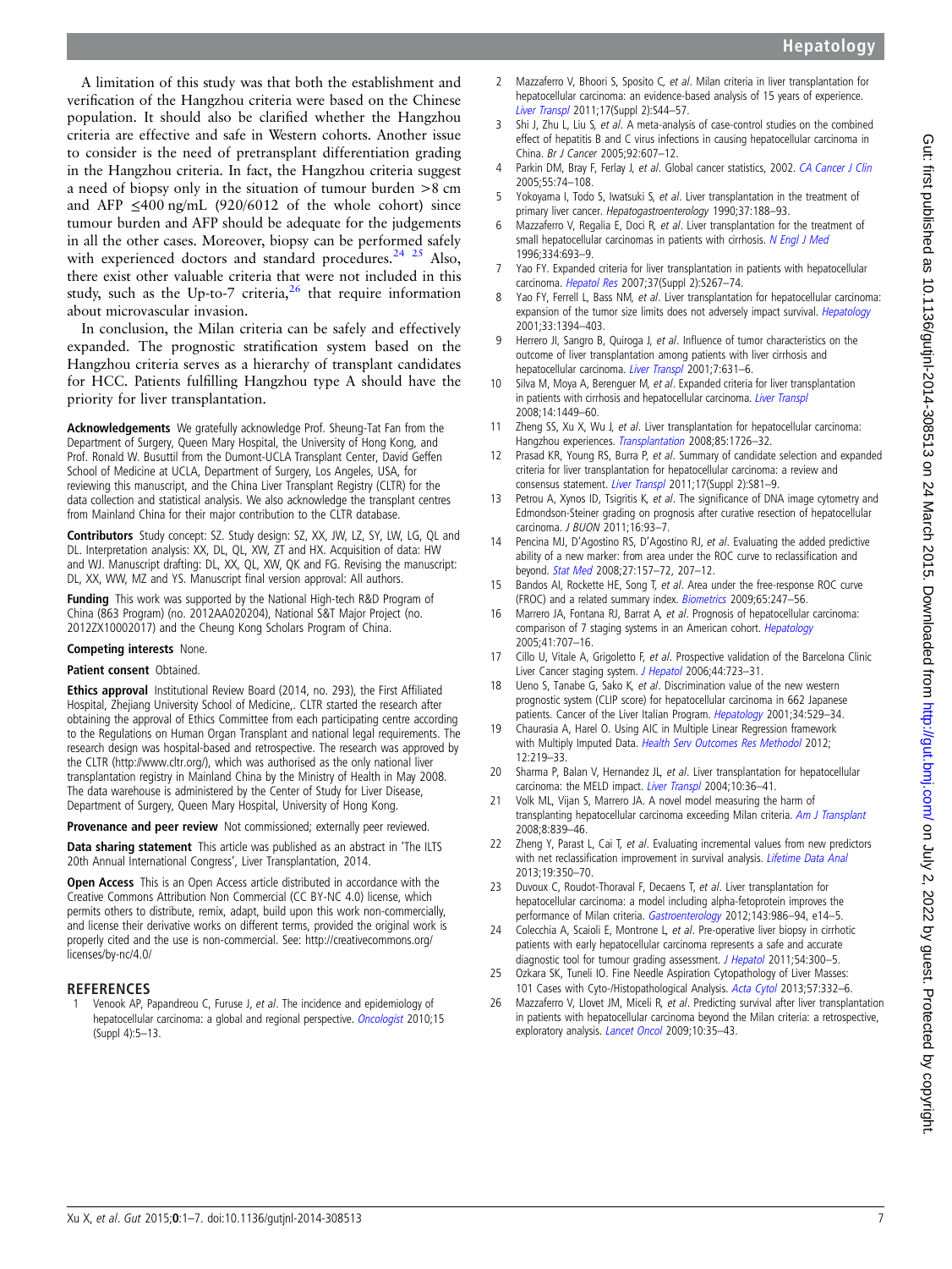A limitation of this study was that both the establishment and verification of the Hangzhou criteria were based on the Chinese population. It should also be clarified whether the Hangzhou criteria are effective and safe in Western cohorts. Another issue to consider is the need of pretransplant differentiation grading in the Hangzhou criteria. In fact, the Hangzhou criteria suggest a need of biopsy only in the situation of tumour burden >8 cm and AFP ≤400 ng/mL (920/6012 of the whole cohort) since tumour burden and AFP should be adequate for the judgements in all the other cases. Moreover, biopsy can be performed safely with experienced doctors and standard procedures.[24] [25] Also, there exist other valuable criteria that were not included in this study, such as the Up-to-7 criteria,[26] that require information about microvascular invasion.

In conclusion, the Milan criteria can be safely and effectively expanded. The prognostic stratification system based on the Hangzhou criteria serves as a hierarchy of transplant candidates for HCC. Patients fulfilling Hangzhou type A should have the priority for liver transplantation.

**Acknowledgements** We gratefully acknowledge Prof. Sheung-Tat Fan from the Department of Surgery, Queen Mary Hospital, the University of Hong Kong, and Prof. Ronald W. Busuttil from the Dumont-UCLA Transplant Center, David Geffen School of Medicine at UCLA, Department of Surgery, Los Angeles, USA, for reviewing this manuscript, and the China Liver Transplant Registry (CLTR) for the data collection and statistical analysis. We also acknowledge the transplant centres from Mainland China for their major contribution to the CLTR database.

**Contributors** Study concept: SZ. Study design: SZ, XX, JW, LZ, SY, LW, LG, QL and DL. Interpretation analysis: XX, DL, QL, XW, ZT and HX. Acquisition of data: HW and WJ. Manuscript drafting: DL, XX, QL, XW, QK and FG. Revising the manuscript: DL, XX, WW, MZ and YS. Manuscript final version approval: All authors.

**Funding** This work was supported by the National High-tech R&D Program of China (863 Program) (no. 2012AA020204), National S&T Major Project (no. 2012ZX10002017) and the Cheung Kong Scholars Program of China.

**Competing interests** None.

**Patient consent** Obtained.

**Ethics approval** Institutional Review Board (2014, no. 293), the First Affiliated Hospital, Zhejiang University School of Medicine,. CLTR started the research after obtaining the approval of Ethics Committee from each participating centre according to the Regulations on Human Organ Transplant and national legal requirements. The research design was hospital-based and retrospective. The research was approved by the CLTR (http://www.cltr.org/), which was authorised as the only national liver transplantation registry in Mainland China by the Ministry of Health in May 2008. The data warehouse is administered by the Center of Study for Liver Disease, Department of Surgery, Queen Mary Hospital, University of Hong Kong.

**Provenance and peer review** Not commissioned; externally peer reviewed.

**Data sharing statement** This article was published as an abstract in 'The ILTS 20th Annual International Congress', Liver Transplantation, 2014.

**Open Access** This is an Open Access article distributed in accordance with the Creative Commons Attribution Non Commercial (CC BY-NC 4.0) license, which permits others to distribute, remix, adapt, build upon this work non-commercially, and license their derivative works on different terms, provided the original work is properly cited and the use is non-commercial. See: http://creativecommons.org/licenses/by-nc/4.0/

## REFERENCES

1. Venook AP, Papandreou C, Furuse J, *et al*. The incidence and epidemiology of hepatocellular carcinoma: a global and regional perspective. *Oncologist* 2010;15 (Suppl 4):5–13.
2. Mazzaferro V, Bhoori S, Sposito C, *et al*. Milan criteria in liver transplantation for hepatocellular carcinoma: an evidence-based analysis of 15 years of experience. *Liver Transpl* 2011;17(Suppl 2):S44–57.
3. Shi J, Zhu L, Liu S, *et al*. A meta-analysis of case-control studies on the combined effect of hepatitis B and C virus infections in causing hepatocellular carcinoma in China. *Br J Cancer* 2005;92:607–12.
4. Parkin DM, Bray F, Ferlay J, *et al*. Global cancer statistics, 2002. *CA Cancer J Clin* 2005;55:74–108.
5. Yokoyama I, Todo S, Iwatsuki S, *et al*. Liver transplantation in the treatment of primary liver cancer. *Hepatogastroenterology* 1990;37:188–93.
6. Mazzaferro V, Regalia E, Doci R, *et al*. Liver transplantation for the treatment of small hepatocellular carcinomas in patients with cirrhosis. *N Engl J Med* 1996;334:693–9.
7. Yao FY. Expanded criteria for liver transplantation in patients with hepatocellular carcinoma. *Hepatol Res* 2007;37(Suppl 2):S267–74.
8. Yao FY, Ferrell L, Bass NM, *et al*. Liver transplantation for hepatocellular carcinoma: expansion of the tumor size limits does not adversely impact survival. *Hepatology* 2001;33:1394–403.
9. Herrero JI, Sangro B, Quiroga J, *et al*. Influence of tumor characteristics on the outcome of liver transplantation among patients with liver cirrhosis and hepatocellular carcinoma. *Liver Transpl* 2001;7:631–6.
10. Silva M, Moya A, Berenguer M, *et al*. Expanded criteria for liver transplantation in patients with cirrhosis and hepatocellular carcinoma. *Liver Transpl* 2008;14:1449–60.
11. Zheng SS, Xu X, Wu J, *et al*. Liver transplantation for hepatocellular carcinoma: Hangzhou experiences. *Transplantation* 2008;85:1726–32.
12. Prasad KR, Young RS, Burra P, *et al*. Summary of candidate selection and expanded criteria for liver transplantation for hepatocellular carcinoma: a review and consensus statement. *Liver Transpl* 2011;17(Suppl 2):S81–9.
13. Petrou A, Xynos ID, Tsigritis K, *et al*. The significance of DNA image cytometry and Edmondson-Steiner grading on prognosis after curative resection of hepatocellular carcinoma. *J BUON* 2011;16:93–7.
14. Pencina MJ, D'Agostino RS, D'Agostino RJ, *et al*. Evaluating the added predictive ability of a new marker: from area under the ROC curve to reclassification and beyond. *Stat Med* 2008;27:157–72, 207–12.
15. Bandos AI, Rockette HE, Song T, *et al*. Area under the free-response ROC curve (FROC) and a related summary index. *Biometrics* 2009;65:247–56.
16. Marrero JA, Fontana RJ, Barrat A, *et al*. Prognosis of hepatocellular carcinoma: comparison of 7 staging systems in an American cohort. *Hepatology* 2005;41:707–16.
17. Cillo U, Vitale A, Grigoletto F, *et al*. Prospective validation of the Barcelona Clinic Liver Cancer staging system. *J Hepatol* 2006;44:723–31.
18. Ueno S, Tanabe G, Sako K, *et al*. Discrimination value of the new western prognostic system (CLIP score) for hepatocellular carcinoma in 662 Japanese patients. Cancer of the Liver Italian Program. *Hepatology* 2001;34:529–34.
19. Chaurasia A, Harel O. Using AIC in Multiple Linear Regression framework with Multiply Imputed Data. *Health Serv Outcomes Res Methodol* 2012; 12:219–33.
20. Sharma P, Balan V, Hernandez JL, *et al*. Liver transplantation for hepatocellular carcinoma: the MELD impact. *Liver Transpl* 2004;10:36–41.
21. Volk ML, Vijan S, Marrero JA. A novel model measuring the harm of transplanting hepatocellular carcinoma exceeding Milan criteria. *Am J Transplant* 2008;8:839–46.
22. Zheng Y, Parast L, Cai T, *et al*. Evaluating incremental values from new predictors with net reclassification improvement in survival analysis. *Lifetime Data Anal* 2013;19:350–70.
23. Duvoux C, Roudot-Thoraval F, Decaens T, *et al*. Liver transplantation for hepatocellular carcinoma: a model including alpha-fetoprotein improves the performance of Milan criteria. *Gastroenterology* 2012;143:986–94, e14–5.
24. Colecchia A, Scaioli E, Montrone L, *et al*. Pre-operative liver biopsy in cirrhotic patients with early hepatocellular carcinoma represents a safe and accurate diagnostic tool for tumour grading assessment. *J Hepatol* 2011;54:300–5.
25. Ozkara SK, Tuneli IO. Fine Needle Aspiration Cytopathology of Liver Masses: 101 Cases with Cyto-/Histopathological Analysis. *Acta Cytol* 2013;57:332–6.
26. Mazzaferro V, Llovet JM, Miceli R, *et al*. Predicting survival after liver transplantation in patients with hepatocellular carcinoma beyond the Milan criteria: a retrospective, exploratory analysis. *Lancet Oncol* 2009;10:35–43.